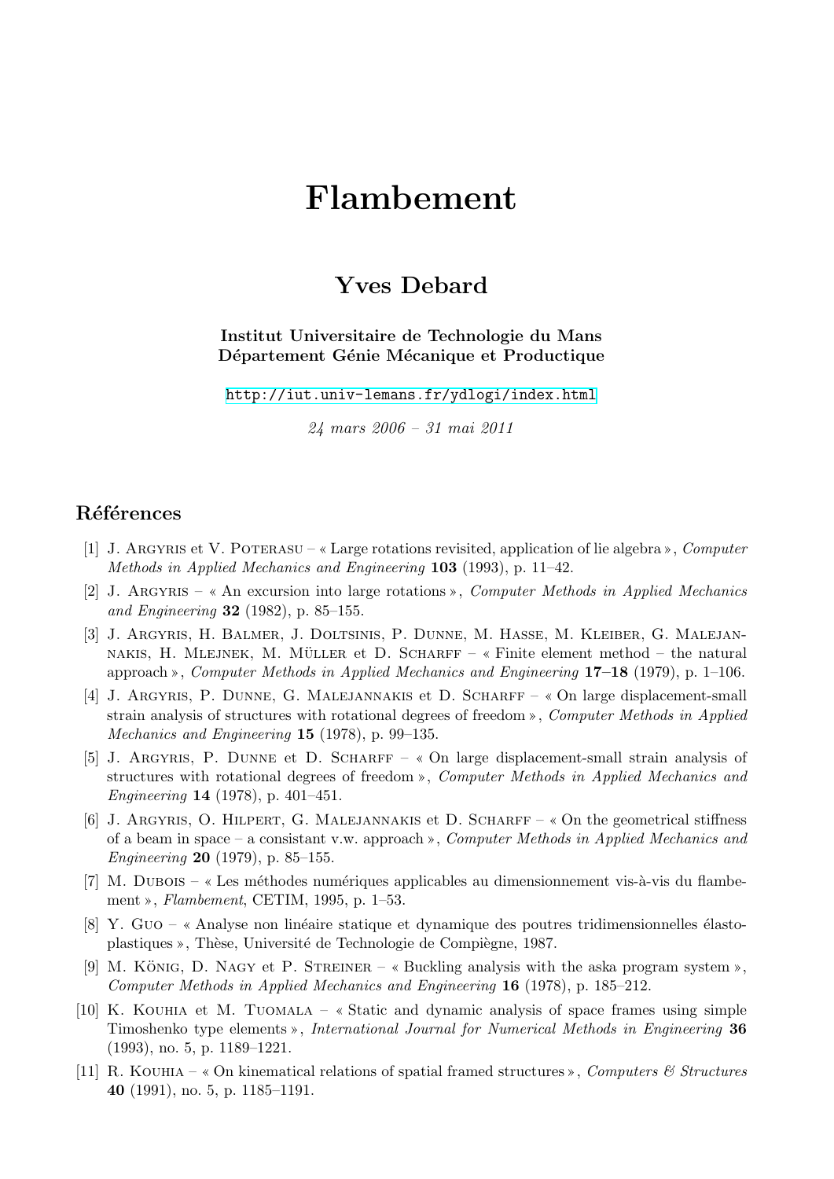# Flambement

## Yves Debard

**Institut Universitaire de Technologie du Mans**
**Département Génie Mécanique et Productique**

http://iut.univ-lemans.fr/ydlogi/index.html

*24 mars 2006 – 31 mai 2011*

## Références

[1] J. Argyris et V. Poterasu – « Large rotations revisited, application of lie algebra », *Computer Methods in Applied Mechanics and Engineering* **103** (1993), p. 11–42.

[2] J. Argyris – « An excursion into large rotations », *Computer Methods in Applied Mechanics and Engineering* **32** (1982), p. 85–155.

[3] J. Argyris, H. Balmer, J. Doltsinis, P. Dunne, M. Hasse, M. Kleiber, G. Malejannakis, H. Mlejnek, M. Müller et D. Scharff – « Finite element method – the natural approach », *Computer Methods in Applied Mechanics and Engineering* **17–18** (1979), p. 1–106.

[4] J. Argyris, P. Dunne, G. Malejannakis et D. Scharff – « On large displacement-small strain analysis of structures with rotational degrees of freedom », *Computer Methods in Applied Mechanics and Engineering* **15** (1978), p. 99–135.

[5] J. Argyris, P. Dunne et D. Scharff – « On large displacement-small strain analysis of structures with rotational degrees of freedom », *Computer Methods in Applied Mechanics and Engineering* **14** (1978), p. 401–451.

[6] J. Argyris, O. Hilpert, G. Malejannakis et D. Scharff – « On the geometrical stiffness of a beam in space – a consistant v.w. approach », *Computer Methods in Applied Mechanics and Engineering* **20** (1979), p. 85–155.

[7] M. Dubois – « Les méthodes numériques applicables au dimensionnement vis-à-vis du flambement », *Flambement*, CETIM, 1995, p. 1–53.

[8] Y. Guo – « Analyse non linéaire statique et dynamique des poutres tridimensionnelles élastoplastiques », Thèse, Université de Technologie de Compiègne, 1987.

[9] M. König, D. Nagy et P. Streiner – « Buckling analysis with the aska program system », *Computer Methods in Applied Mechanics and Engineering* **16** (1978), p. 185–212.

[10] K. Kouhia et M. Tuomala – « Static and dynamic analysis of space frames using simple Timoshenko type elements », *International Journal for Numerical Methods in Engineering* **36** (1993), no. 5, p. 1189–1221.

[11] R. Kouhia – « On kinematical relations of spatial framed structures », *Computers & Structures* **40** (1991), no. 5, p. 1185–1191.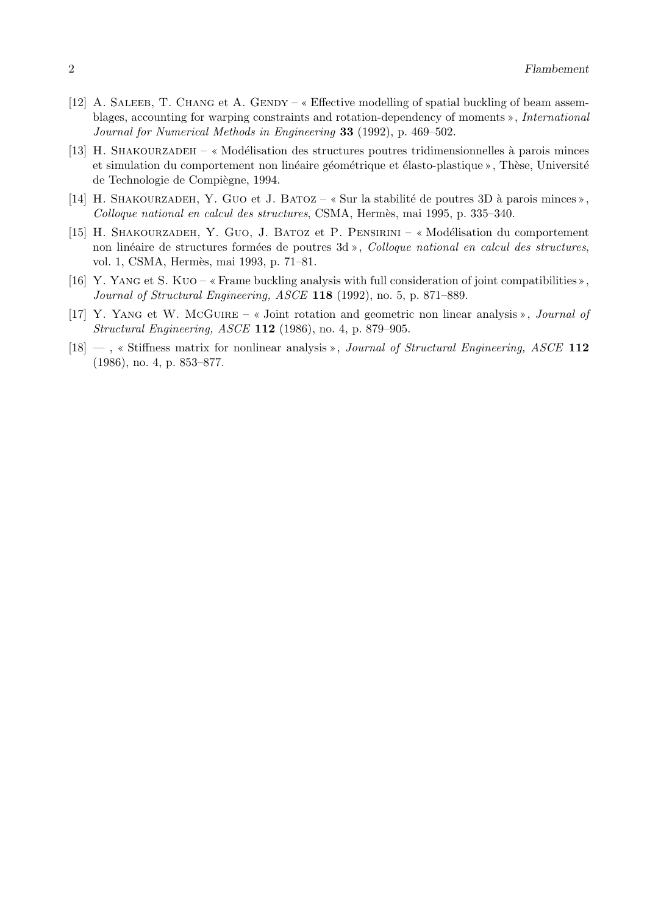[12] A. Saleeb, T. Chang et A. Gendy – « Effective modelling of spatial buckling of beam assemblages, accounting for warping constraints and rotation-dependency of moments », *International Journal for Numerical Methods in Engineering* **33** (1992), p. 469–502.

[13] H. Shakourzadeh – « Modélisation des structures poutres tridimensionnelles à parois minces et simulation du comportement non linéaire géométrique et élasto-plastique », Thèse, Université de Technologie de Compiègne, 1994.

[14] H. Shakourzadeh, Y. Guo et J. Batoz – « Sur la stabilité de poutres 3D à parois minces », *Colloque national en calcul des structures*, CSMA, Hermès, mai 1995, p. 335–340.

[15] H. Shakourzadeh, Y. Guo, J. Batoz et P. Pensirini – « Modélisation du comportement non linéaire de structures formées de poutres 3d », *Colloque national en calcul des structures*, vol. 1, CSMA, Hermès, mai 1993, p. 71–81.

[16] Y. Yang et S. Kuo – « Frame buckling analysis with full consideration of joint compatibilities », *Journal of Structural Engineering, ASCE* **118** (1992), no. 5, p. 871–889.

[17] Y. Yang et W. McGuire – « Joint rotation and geometric non linear analysis », *Journal of Structural Engineering, ASCE* **112** (1986), no. 4, p. 879–905.

[18] — , « Stiffness matrix for nonlinear analysis », *Journal of Structural Engineering, ASCE* **112** (1986), no. 4, p. 853–877.